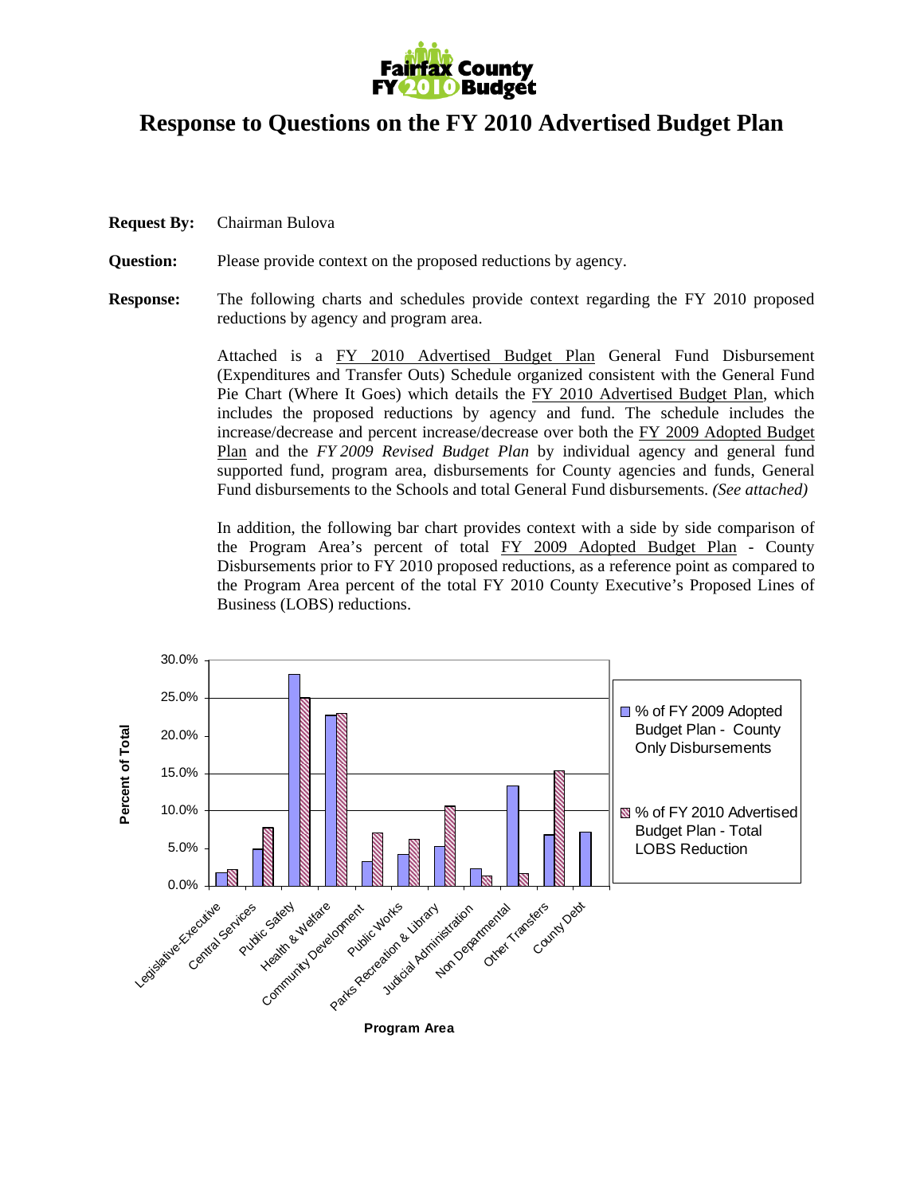# Fairfax County FY 2010 Budget

# Response to Questions on the FY 2010 Advertised Budget Plan

**Request By:** Chairman Bulova

**Question:** Please provide context on the proposed reductions by agency.

**Response:** The following charts and schedules provide context regarding the FY 2010 proposed reductions by agency and program area.

Attached is a FY 2010 Advertised Budget Plan General Fund Disbursement (Expenditures and Transfer Outs) Schedule organized consistent with the General Fund Pie Chart (Where It Goes) which details the FY 2010 Advertised Budget Plan, which includes the proposed reductions by agency and fund. The schedule includes the increase/decrease and percent increase/decrease over both the FY 2009 Adopted Budget Plan and the *FY 2009 Revised Budget Plan* by individual agency and general fund supported fund, program area, disbursements for County agencies and funds, General Fund disbursements to the Schools and total General Fund disbursements. *(See attached)*

In addition, the following bar chart provides context with a side by side comparison of the Program Area's percent of total FY 2009 Adopted Budget Plan - County Disbursements prior to FY 2010 proposed reductions, as a reference point as compared to the Program Area percent of the total FY 2010 County Executive's Proposed Lines of Business (LOBS) reductions.

| Program Area | % of FY 2009 Adopted Budget Plan - County Only Disbursements | % of FY 2010 Advertised Budget Plan - Total LOBS Reduction |
|---|---|---|
| Legislative-Executive | ~1.7% | ~2.1% |
| Central Services | ~4.9% | ~7.7% |
| Public Safety | ~28.1% | ~25.0% |
| Health & Welfare | ~22.7% | ~22.9% |
| Community Development | ~3.2% | ~7.0% |
| Public Works | ~4.2% | ~6.2% |
| Parks Recreation & Library | ~5.2% | ~10.6% |
| Judicial Administration | ~2.2% | ~1.3% |
| Non Departmental | ~13.3% | ~1.6% |
| Other Transfers | ~6.8% | ~15.3% |
| County Debt | ~7.1% | |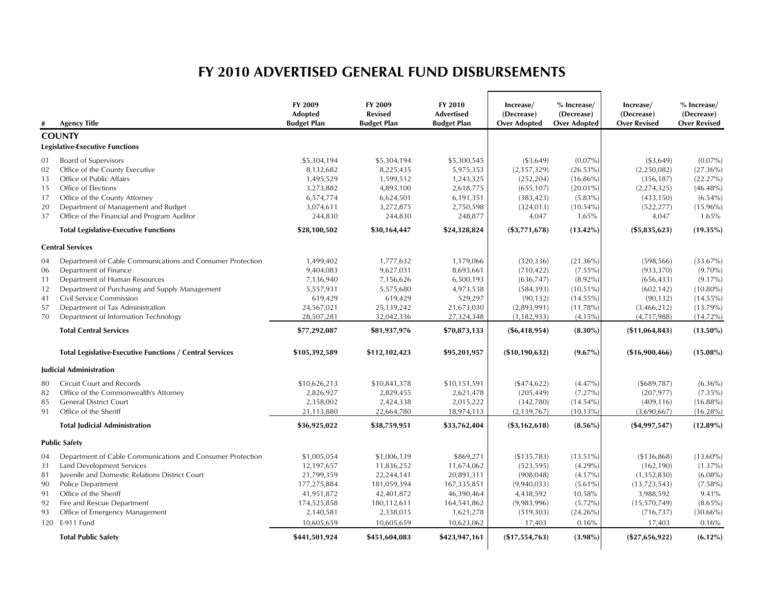# FY 2010 ADVERTISED GENERAL FUND DISBURSEMENTS

| # | Agency Title | FY 2009 Adopted Budget Plan | FY 2009 Revised Budget Plan | FY 2010 Advertised Budget Plan | Increase/ (Decrease) Over Adopted | % Increase/ (Decrease) Over Adopted | Increase/ (Decrease) Over Revised | % Increase/ (Decrease) Over Revised |
|---|---|---|---|---|---|---|---|---|
| | **COUNTY** | | | | | | | |
| | **Legislative-Executive Functions** | | | | | | | |
| 01 | Board of Supervisors | $5,304,194 | $5,304,194 | $5,300,545 | ($3,649) | (0.07%) | ($3,649) | (0.07%) |
| 02 | Office of the County Executive | 8,132,682 | 8,225,435 | 5,975,353 | (2,157,329) | (26.53%) | (2,250,082) | (27.36%) |
| 13 | Office of Public Affairs | 1,495,529 | 1,599,512 | 1,243,325 | (252,204) | (16.86%) | (356,187) | (22.27%) |
| 15 | Office of Elections | 3,273,882 | 4,893,100 | 2,618,775 | (655,107) | (20.01%) | (2,274,325) | (46.48%) |
| 17 | Office of the County Attorney | 6,574,774 | 6,624,501 | 6,191,351 | (383,423) | (5.83%) | (433,150) | (6.54%) |
| 20 | Department of Management and Budget | 3,074,611 | 3,272,875 | 2,750,598 | (324,013) | (10.54%) | (522,277) | (15.96%) |
| 37 | Office of the Financial and Program Auditor | 244,830 | 244,830 | 248,877 | 4,047 | 1.65% | 4,047 | 1.65% |
| | **Total Legislative-Executive Functions** | **$28,100,502** | **$30,164,447** | **$24,328,824** | **($3,771,678)** | **(13.42%)** | **($5,835,623)** | **(19.35%)** |
| | **Central Services** | | | | | | | |
| 04 | Department of Cable Communications and Consumer Protection | 1,499,402 | 1,777,632 | 1,179,066 | (320,336) | (21.36%) | (598,566) | (33.67%) |
| 06 | Department of Finance | 9,404,083 | 9,627,031 | 8,693,661 | (710,422) | (7.55%) | (933,370) | (9.70%) |
| 11 | Department of Human Resources | 7,136,940 | 7,156,626 | 6,500,193 | (636,747) | (8.92%) | (656,433) | (9.17%) |
| 12 | Department of Purchasing and Supply Management | 5,557,931 | 5,575,680 | 4,973,538 | (584,393) | (10.51%) | (602,142) | (10.80%) |
| 41 | Civil Service Commission | 619,429 | 619,429 | 529,297 | (90,132) | (14.55%) | (90,132) | (14.55%) |
| 57 | Department of Tax Administration | 24,567,021 | 25,139,242 | 21,673,030 | (2,893,991) | (11.78%) | (3,466,212) | (13.79%) |
| 70 | Department of Information Technology | 28,507,281 | 32,042,336 | 27,324,348 | (1,182,933) | (4.15%) | (4,717,988) | (14.72%) |
| | **Total Central Services** | **$77,292,087** | **$81,937,976** | **$70,873,133** | **($6,418,954)** | **(8.30%)** | **($11,064,843)** | **(13.50%)** |
| | **Total Legislative-Executive Functions / Central Services** | **$105,392,589** | **$112,102,423** | **$95,201,957** | **($10,190,632)** | **(9.67%)** | **($16,900,466)** | **(15.08%)** |
| | **Judicial Administration** | | | | | | | |
| 80 | Circuit Court and Records | $10,626,213 | $10,841,378 | $10,151,591 | ($474,622) | (4.47%) | ($689,787) | (6.36%) |
| 82 | Office of the Commonwealth's Attorney | 2,826,927 | 2,829,455 | 2,621,478 | (205,449) | (7.27%) | (207,977) | (7.35%) |
| 85 | General District Court | 2,358,002 | 2,424,338 | 2,015,222 | (342,780) | (14.54%) | (409,116) | (16.88%) |
| 91 | Office of the Sheriff | 21,113,880 | 22,664,780 | 18,974,113 | (2,139,767) | (10.13%) | (3,690,667) | (16.28%) |
| | **Total Judicial Administration** | **$36,925,022** | **$38,759,951** | **$33,762,404** | **($3,162,618)** | **(8.56%)** | **($4,997,547)** | **(12.89%)** |
| | **Public Safety** | | | | | | | |
| 04 | Department of Cable Communications and Consumer Protection | $1,005,054 | $1,006,139 | $869,271 | ($135,783) | (13.51%) | ($136,868) | (13.60%) |
| 31 | Land Development Services | 12,197,657 | 11,836,252 | 11,674,062 | (523,595) | (4.29%) | (162,190) | (1.37%) |
| 81 | Juvenile and Domestic Relations District Court | 21,799,359 | 22,244,141 | 20,891,311 | (908,048) | (4.17%) | (1,352,830) | (6.08%) |
| 90 | Police Department | 177,275,884 | 181,059,394 | 167,335,851 | (9,940,033) | (5.61%) | (13,723,543) | (7.58%) |
| 91 | Office of the Sheriff | 41,951,872 | 42,401,872 | 46,390,464 | 4,438,592 | 10.58% | 3,988,592 | 9.41% |
| 92 | Fire and Rescue Department | 174,525,858 | 180,112,611 | 164,541,862 | (9,983,996) | (5.72%) | (15,570,749) | (8.65%) |
| 93 | Office of Emergency Management | 2,140,581 | 2,338,015 | 1,621,278 | (519,303) | (24.26%) | (716,737) | (30.66%) |
| 120 | E-911 Fund | 10,605,659 | 10,605,659 | 10,623,062 | 17,403 | 0.16% | 17,403 | 0.16% |
| | **Total Public Safety** | **$441,501,924** | **$451,604,083** | **$423,947,161** | **($17,554,763)** | **(3.98%)** | **($27,656,922)** | **(6.12%)** |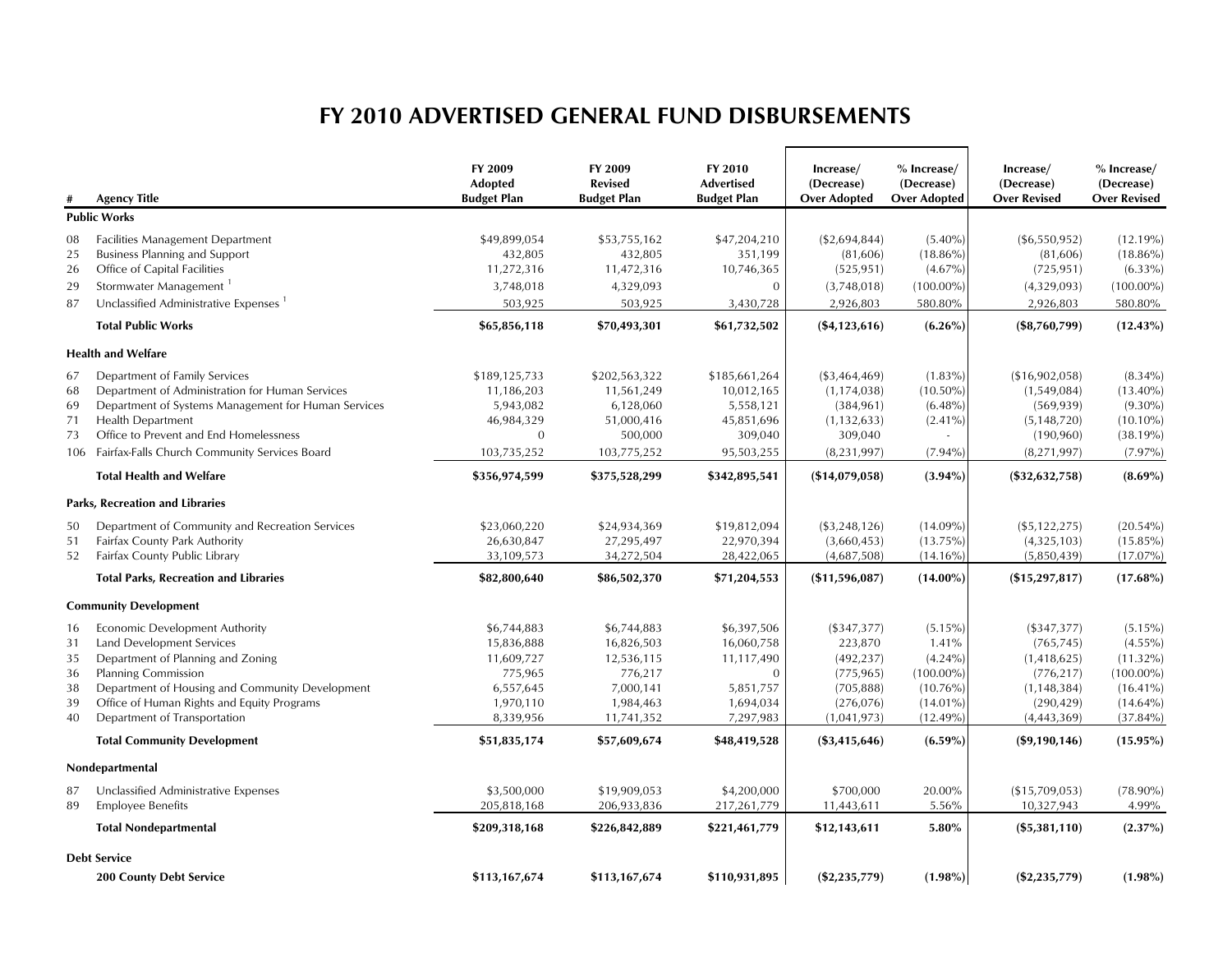# FY 2010 ADVERTISED GENERAL FUND DISBURSEMENTS

| # | Agency Title | FY 2009 Adopted Budget Plan | FY 2009 Revised Budget Plan | FY 2010 Advertised Budget Plan | Increase/ (Decrease) Over Adopted | % Increase/ (Decrease) Over Adopted | Increase/ (Decrease) Over Revised | % Increase/ (Decrease) Over Revised |
|---|---|---|---|---|---|---|---|---|
| | **Public Works** | | | | | | | |
| 08 | Facilities Management Department | $49,899,054 | $53,755,162 | $47,204,210 | ($2,694,844) | (5.40%) | ($6,550,952) | (12.19%) |
| 25 | Business Planning and Support | 432,805 | 432,805 | 351,199 | (81,606) | (18.86%) | (81,606) | (18.86%) |
| 26 | Office of Capital Facilities | 11,272,316 | 11,472,316 | 10,746,365 | (525,951) | (4.67%) | (725,951) | (6.33%) |
| 29 | Stormwater Management [1] | 3,748,018 | 4,329,093 | 0 | (3,748,018) | (100.00%) | (4,329,093) | (100.00%) |
| 87 | Unclassified Administrative Expenses [1] | 503,925 | 503,925 | 3,430,728 | 2,926,803 | 580.80% | 2,926,803 | 580.80% |
| | **Total Public Works** | **$65,856,118** | **$70,493,301** | **$61,732,502** | **($4,123,616)** | **(6.26%)** | **($8,760,799)** | **(12.43%)** |
| | **Health and Welfare** | | | | | | | |
| 67 | Department of Family Services | $189,125,733 | $202,563,322 | $185,661,264 | ($3,464,469) | (1.83%) | ($16,902,058) | (8.34%) |
| 68 | Department of Administration for Human Services | 11,186,203 | 11,561,249 | 10,012,165 | (1,174,038) | (10.50%) | (1,549,084) | (13.40%) |
| 69 | Department of Systems Management for Human Services | 5,943,082 | 6,128,060 | 5,558,121 | (384,961) | (6.48%) | (569,939) | (9.30%) |
| 71 | Health Department | 46,984,329 | 51,000,416 | 45,851,696 | (1,132,633) | (2.41%) | (5,148,720) | (10.10%) |
| 73 | Office to Prevent and End Homelessness | 0 | 500,000 | 309,040 | 309,040 | - | (190,960) | (38.19%) |
| 106 | Fairfax-Falls Church Community Services Board | 103,735,252 | 103,775,252 | 95,503,255 | (8,231,997) | (7.94%) | (8,271,997) | (7.97%) |
| | **Total Health and Welfare** | **$356,974,599** | **$375,528,299** | **$342,895,541** | **($14,079,058)** | **(3.94%)** | **($32,632,758)** | **(8.69%)** |
| | **Parks, Recreation and Libraries** | | | | | | | |
| 50 | Department of Community and Recreation Services | $23,060,220 | $24,934,369 | $19,812,094 | ($3,248,126) | (14.09%) | ($5,122,275) | (20.54%) |
| 51 | Fairfax County Park Authority | 26,630,847 | 27,295,497 | 22,970,394 | (3,660,453) | (13.75%) | (4,325,103) | (15.85%) |
| 52 | Fairfax County Public Library | 33,109,573 | 34,272,504 | 28,422,065 | (4,687,508) | (14.16%) | (5,850,439) | (17.07%) |
| | **Total Parks, Recreation and Libraries** | **$82,800,640** | **$86,502,370** | **$71,204,553** | **($11,596,087)** | **(14.00%)** | **($15,297,817)** | **(17.68%)** |
| | **Community Development** | | | | | | | |
| 16 | Economic Development Authority | $6,744,883 | $6,744,883 | $6,397,506 | ($347,377) | (5.15%) | ($347,377) | (5.15%) |
| 31 | Land Development Services | 15,836,888 | 16,826,503 | 16,060,758 | 223,870 | 1.41% | (765,745) | (4.55%) |
| 35 | Department of Planning and Zoning | 11,609,727 | 12,536,115 | 11,117,490 | (492,237) | (4.24%) | (1,418,625) | (11.32%) |
| 36 | Planning Commission | 775,965 | 776,217 | 0 | (775,965) | (100.00%) | (776,217) | (100.00%) |
| 38 | Department of Housing and Community Development | 6,557,645 | 7,000,141 | 5,851,757 | (705,888) | (10.76%) | (1,148,384) | (16.41%) |
| 39 | Office of Human Rights and Equity Programs | 1,970,110 | 1,984,463 | 1,694,034 | (276,076) | (14.01%) | (290,429) | (14.64%) |
| 40 | Department of Transportation | 8,339,956 | 11,741,352 | 7,297,983 | (1,041,973) | (12.49%) | (4,443,369) | (37.84%) |
| | **Total Community Development** | **$51,835,174** | **$57,609,674** | **$48,419,528** | **($3,415,646)** | **(6.59%)** | **($9,190,146)** | **(15.95%)** |
| | **Nondepartmental** | | | | | | | |
| 87 | Unclassified Administrative Expenses | $3,500,000 | $19,909,053 | $4,200,000 | $700,000 | 20.00% | ($15,709,053) | (78.90%) |
| 89 | Employee Benefits | 205,818,168 | 206,933,836 | 217,261,779 | 11,443,611 | 5.56% | 10,327,943 | 4.99% |
| | **Total Nondepartmental** | **$209,318,168** | **$226,842,889** | **$221,461,779** | **$12,143,611** | **5.80%** | **($5,381,110)** | **(2.37%)** |
| | **Debt Service** | | | | | | | |
| | **200 County Debt Service** | **$113,167,674** | **$113,167,674** | **$110,931,895** | **($2,235,779)** | **(1.98%)** | **($2,235,779)** | **(1.98%)** |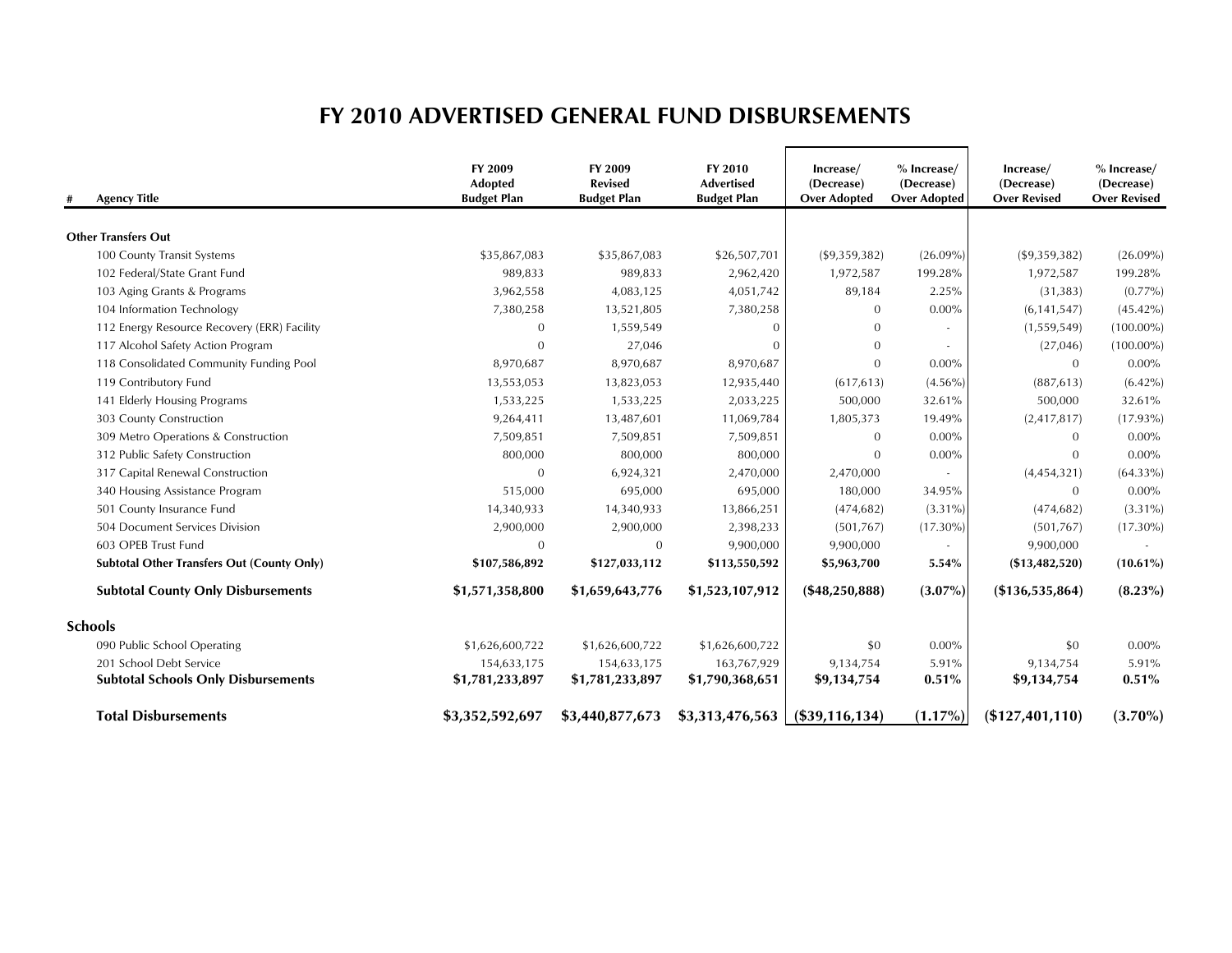# FY 2010 ADVERTISED GENERAL FUND DISBURSEMENTS

| # | Agency Title | FY 2009 Adopted Budget Plan | FY 2009 Revised Budget Plan | FY 2010 Advertised Budget Plan | Increase/ (Decrease) Over Adopted | % Increase/ (Decrease) Over Adopted | Increase/ (Decrease) Over Revised | % Increase/ (Decrease) Over Revised |
|---|---|---|---|---|---|---|---|---|
| | **Other Transfers Out** | | | | | | | |
| | 100 County Transit Systems | $35,867,083 | $35,867,083 | $26,507,701 | ($9,359,382) | (26.09%) | ($9,359,382) | (26.09%) |
| | 102 Federal/State Grant Fund | 989,833 | 989,833 | 2,962,420 | 1,972,587 | 199.28% | 1,972,587 | 199.28% |
| | 103 Aging Grants & Programs | 3,962,558 | 4,083,125 | 4,051,742 | 89,184 | 2.25% | (31,383) | (0.77%) |
| | 104 Information Technology | 7,380,258 | 13,521,805 | 7,380,258 | 0 | 0.00% | (6,141,547) | (45.42%) |
| | 112 Energy Resource Recovery (ERR) Facility | 0 | 1,559,549 | 0 | 0 | - | (1,559,549) | (100.00%) |
| | 117 Alcohol Safety Action Program | 0 | 27,046 | 0 | 0 | - | (27,046) | (100.00%) |
| | 118 Consolidated Community Funding Pool | 8,970,687 | 8,970,687 | 8,970,687 | 0 | 0.00% | 0 | 0.00% |
| | 119 Contributory Fund | 13,553,053 | 13,823,053 | 12,935,440 | (617,613) | (4.56%) | (887,613) | (6.42%) |
| | 141 Elderly Housing Programs | 1,533,225 | 1,533,225 | 2,033,225 | 500,000 | 32.61% | 500,000 | 32.61% |
| | 303 County Construction | 9,264,411 | 13,487,601 | 11,069,784 | 1,805,373 | 19.49% | (2,417,817) | (17.93%) |
| | 309 Metro Operations & Construction | 7,509,851 | 7,509,851 | 7,509,851 | 0 | 0.00% | 0 | 0.00% |
| | 312 Public Safety Construction | 800,000 | 800,000 | 800,000 | 0 | 0.00% | 0 | 0.00% |
| | 317 Capital Renewal Construction | 0 | 6,924,321 | 2,470,000 | 2,470,000 | - | (4,454,321) | (64.33%) |
| | 340 Housing Assistance Program | 515,000 | 695,000 | 695,000 | 180,000 | 34.95% | 0 | 0.00% |
| | 501 County Insurance Fund | 14,340,933 | 14,340,933 | 13,866,251 | (474,682) | (3.31%) | (474,682) | (3.31%) |
| | 504 Document Services Division | 2,900,000 | 2,900,000 | 2,398,233 | (501,767) | (17.30%) | (501,767) | (17.30%) |
| | 603 OPEB Trust Fund | 0 | 0 | 9,900,000 | 9,900,000 | - | 9,900,000 | - |
| | **Subtotal Other Transfers Out (County Only)** | **$107,586,892** | **$127,033,112** | **$113,550,592** | **$5,963,700** | **5.54%** | **($13,482,520)** | **(10.61%)** |
| | **Subtotal County Only Disbursements** | **$1,571,358,800** | **$1,659,643,776** | **$1,523,107,912** | **($48,250,888)** | **(3.07%)** | **($136,535,864)** | **(8.23%)** |
| | **Schools** | | | | | | | |
| | 090 Public School Operating | $1,626,600,722 | $1,626,600,722 | $1,626,600,722 | $0 | 0.00% | $0 | 0.00% |
| | 201 School Debt Service | 154,633,175 | 154,633,175 | 163,767,929 | 9,134,754 | 5.91% | 9,134,754 | 5.91% |
| | **Subtotal Schools Only Disbursements** | **$1,781,233,897** | **$1,781,233,897** | **$1,790,368,651** | **$9,134,754** | **0.51%** | **$9,134,754** | **0.51%** |
| | **Total Disbursements** | **$3,352,592,697** | **$3,440,877,673** | **$3,313,476,563** | **($39,116,134)** | **(1.17%)** | **($127,401,110)** | **(3.70%)** |